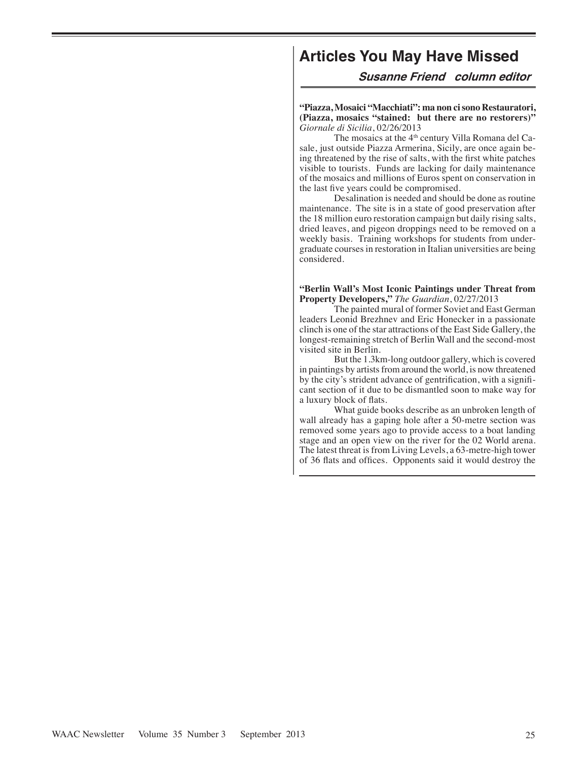## Articles You May Have Missed

***Susanne Friend column editor***

**"Piazza, Mosaici "Macchiati": ma non ci sono Restauratori, (Piazza, mosaics "stained: but there are no restorers)"** *Giornale di Sicilia*, 02/26/2013

The mosaics at the 4th century Villa Romana del Casale, just outside Piazza Armerina, Sicily, are once again being threatened by the rise of salts, with the first white patches visible to tourists. Funds are lacking for daily maintenance of the mosaics and millions of Euros spent on conservation in the last five years could be compromised.

Desalination is needed and should be done as routine maintenance. The site is in a state of good preservation after the 18 million euro restoration campaign but daily rising salts, dried leaves, and pigeon droppings need to be removed on a weekly basis. Training workshops for students from undergraduate courses in restoration in Italian universities are being considered.

**"Berlin Wall's Most Iconic Paintings under Threat from Property Developers,"** *The Guardian*, 02/27/2013

The painted mural of former Soviet and East German leaders Leonid Brezhnev and Eric Honecker in a passionate clinch is one of the star attractions of the East Side Gallery, the longest-remaining stretch of Berlin Wall and the second-most visited site in Berlin.

But the 1.3km-long outdoor gallery, which is covered in paintings by artists from around the world, is now threatened by the city's strident advance of gentrification, with a significant section of it due to be dismantled soon to make way for a luxury block of flats.

What guide books describe as an unbroken length of wall already has a gaping hole after a 50-metre section was removed some years ago to provide access to a boat landing stage and an open view on the river for the 02 World arena. The latest threat is from Living Levels, a 63-metre-high tower of 36 flats and offices. Opponents said it would destroy the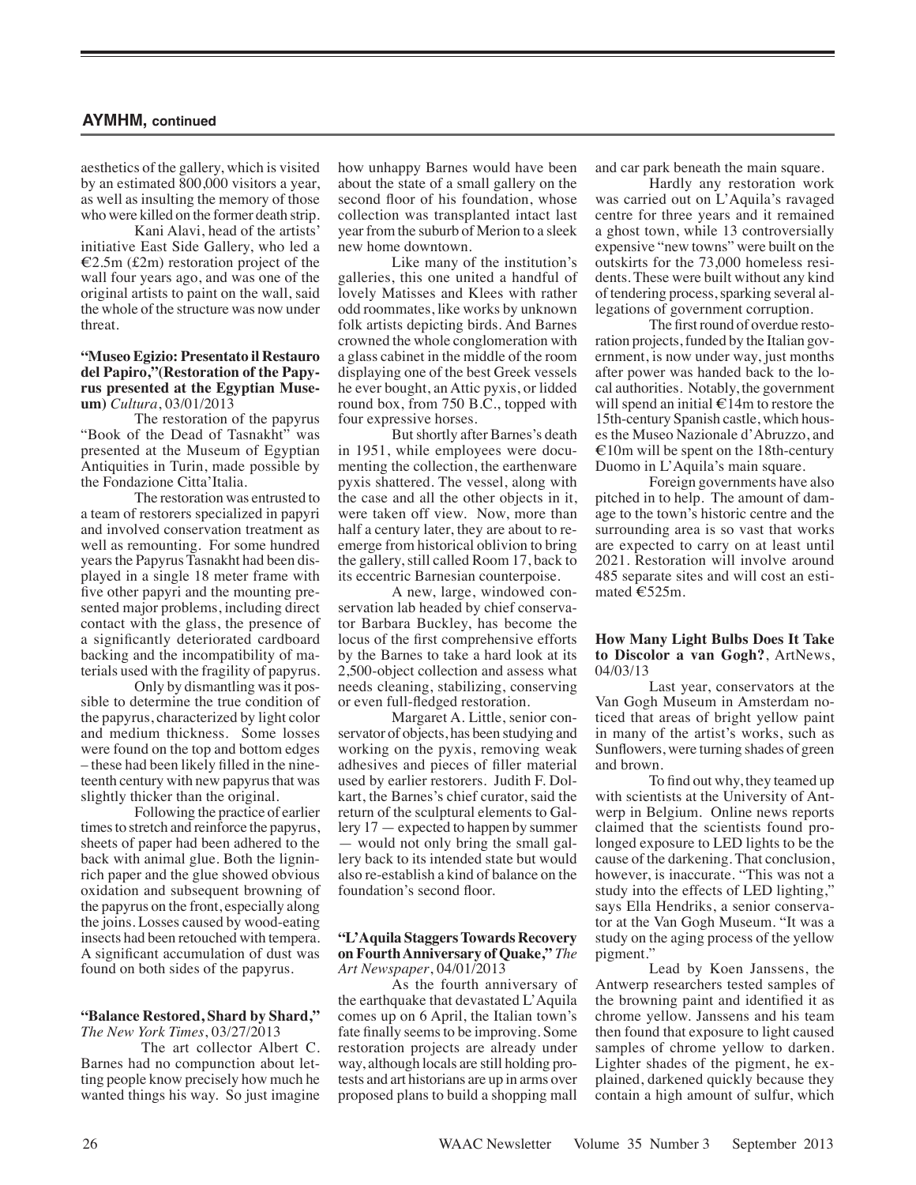## AYMHM, continued

aesthetics of the gallery, which is visited by an estimated 800,000 visitors a year, as well as insulting the memory of those who were killed on the former death strip.

Kani Alavi, head of the artists' initiative East Side Gallery, who led a €2.5m (£2m) restoration project of the wall four years ago, and was one of the original artists to paint on the wall, said the whole of the structure was now under threat.

**"Museo Egizio: Presentato il Restauro del Papiro,"(Restoration of the Papyrus presented at the Egyptian Museum)** *Cultura*, 03/01/2013

The restoration of the papyrus "Book of the Dead of Tasnakht" was presented at the Museum of Egyptian Antiquities in Turin, made possible by the Fondazione Citta'Italia.

The restoration was entrusted to a team of restorers specialized in papyri and involved conservation treatment as well as remounting. For some hundred years the Papyrus Tasnakht had been displayed in a single 18 meter frame with five other papyri and the mounting presented major problems, including direct contact with the glass, the presence of a significantly deteriorated cardboard backing and the incompatibility of materials used with the fragility of papyrus.

Only by dismantling was it possible to determine the true condition of the papyrus, characterized by light color and medium thickness. Some losses were found on the top and bottom edges – these had been likely filled in the nineteenth century with new papyrus that was slightly thicker than the original.

Following the practice of earlier times to stretch and reinforce the papyrus, sheets of paper had been adhered to the back with animal glue. Both the lignin-rich paper and the glue showed obvious oxidation and subsequent browning of the papyrus on the front, especially along the joins. Losses caused by wood-eating insects had been retouched with tempera. A significant accumulation of dust was found on both sides of the papyrus.

**"Balance Restored, Shard by Shard,"** *The New York Times*, 03/27/2013

The art collector Albert C. Barnes had no compunction about letting people know precisely how much he wanted things his way. So just imagine how unhappy Barnes would have been about the state of a small gallery on the second floor of his foundation, whose collection was transplanted intact last year from the suburb of Merion to a sleek new home downtown.

Like many of the institution's galleries, this one united a handful of lovely Matisses and Klees with rather odd roommates, like works by unknown folk artists depicting birds. And Barnes crowned the whole conglomeration with a glass cabinet in the middle of the room displaying one of the best Greek vessels he ever bought, an Attic pyxis, or lidded round box, from 750 B.C., topped with four expressive horses.

But shortly after Barnes's death in 1951, while employees were documenting the collection, the earthenware pyxis shattered. The vessel, along with the case and all the other objects in it, were taken off view. Now, more than half a century later, they are about to reemerge from historical oblivion to bring the gallery, still called Room 17, back to its eccentric Barnesian counterpoise.

A new, large, windowed conservation lab headed by chief conservator Barbara Buckley, has become the locus of the first comprehensive efforts by the Barnes to take a hard look at its 2,500-object collection and assess what needs cleaning, stabilizing, conserving or even full-fledged restoration.

Margaret A. Little, senior conservator of objects, has been studying and working on the pyxis, removing weak adhesives and pieces of filler material used by earlier restorers. Judith F. Dolkart, the Barnes's chief curator, said the return of the sculptural elements to Gallery 17 — expected to happen by summer — would not only bring the small gallery back to its intended state but would also re-establish a kind of balance on the foundation's second floor.

**"L'Aquila Staggers Towards Recovery on Fourth Anniversary of Quake,"** *The Art Newspaper*, 04/01/2013

As the fourth anniversary of the earthquake that devastated L'Aquila comes up on 6 April, the Italian town's fate finally seems to be improving. Some restoration projects are already under way, although locals are still holding protests and art historians are up in arms over proposed plans to build a shopping mall and car park beneath the main square.

Hardly any restoration work was carried out on L'Aquila's ravaged centre for three years and it remained a ghost town, while 13 controversially expensive "new towns" were built on the outskirts for the 73,000 homeless residents. These were built without any kind of tendering process, sparking several allegations of government corruption.

The first round of overdue restoration projects, funded by the Italian government, is now under way, just months after power was handed back to the local authorities. Notably, the government will spend an initial €14m to restore the 15th-century Spanish castle, which houses the Museo Nazionale d'Abruzzo, and €10m will be spent on the 18th-century Duomo in L'Aquila's main square.

Foreign governments have also pitched in to help. The amount of damage to the town's historic centre and the surrounding area is so vast that works are expected to carry on at least until 2021. Restoration will involve around 485 separate sites and will cost an estimated €525m.

**How Many Light Bulbs Does It Take to Discolor a van Gogh?**, ArtNews, 04/03/13

Last year, conservators at the Van Gogh Museum in Amsterdam noticed that areas of bright yellow paint in many of the artist's works, such as Sunflowers, were turning shades of green and brown.

To find out why, they teamed up with scientists at the University of Antwerp in Belgium. Online news reports claimed that the scientists found prolonged exposure to LED lights to be the cause of the darkening. That conclusion, however, is inaccurate. "This was not a study into the effects of LED lighting," says Ella Hendriks, a senior conservator at the Van Gogh Museum. "It was a study on the aging process of the yellow pigment."

Lead by Koen Janssens, the Antwerp researchers tested samples of the browning paint and identified it as chrome yellow. Janssens and his team then found that exposure to light caused samples of chrome yellow to darken. Lighter shades of the pigment, he explained, darkened quickly because they contain a high amount of sulfur, which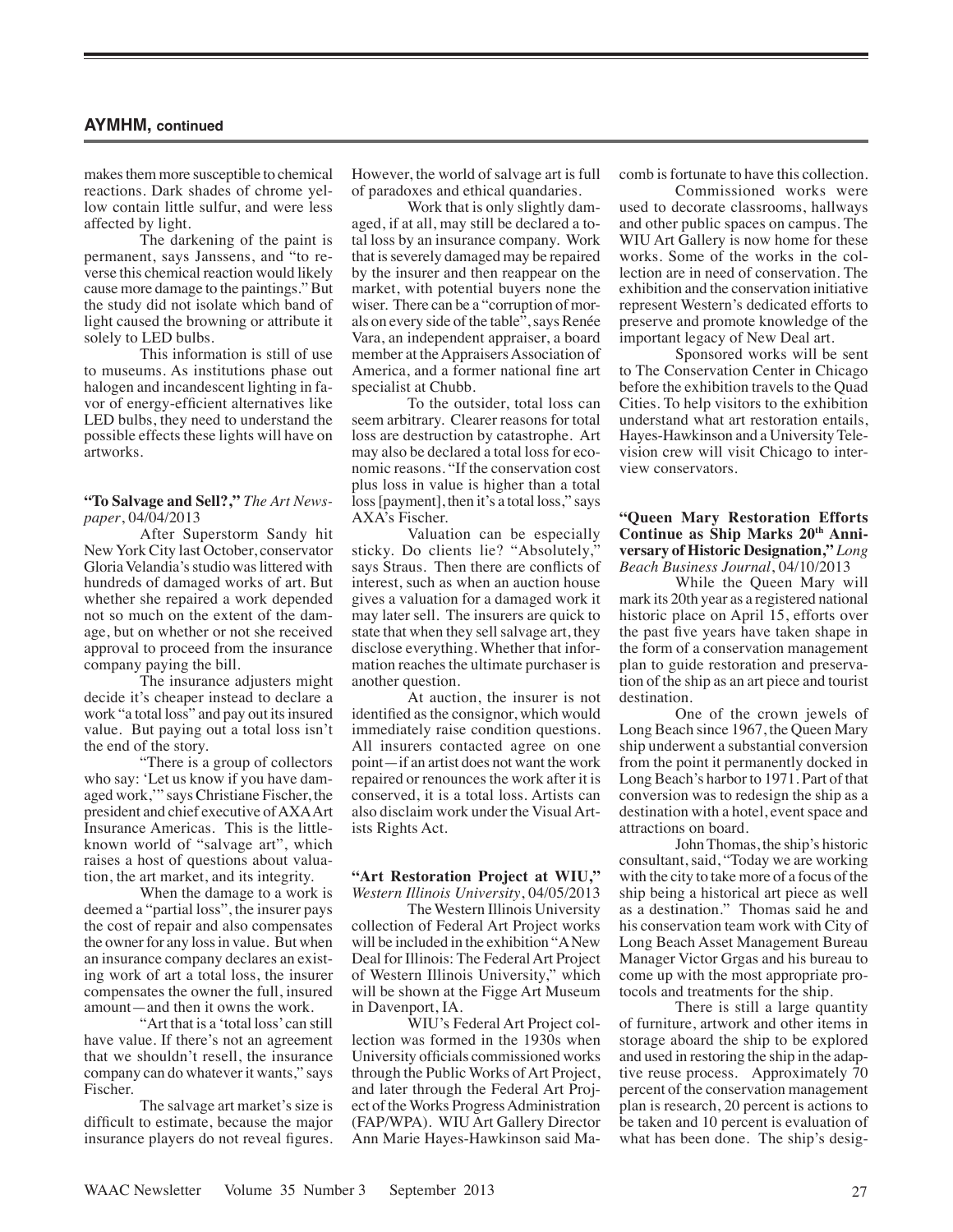## AYMHM, continued

makes them more susceptible to chemical reactions. Dark shades of chrome yellow contain little sulfur, and were less affected by light.

The darkening of the paint is permanent, says Janssens, and "to reverse this chemical reaction would likely cause more damage to the paintings." But the study did not isolate which band of light caused the browning or attribute it solely to LED bulbs.

This information is still of use to museums. As institutions phase out halogen and incandescent lighting in favor of energy-efficient alternatives like LED bulbs, they need to understand the possible effects these lights will have on artworks.

**"To Salvage and Sell?,"** *The Art Newspaper*, 04/04/2013

After Superstorm Sandy hit New York City last October, conservator Gloria Velandia's studio was littered with hundreds of damaged works of art. But whether she repaired a work depended not so much on the extent of the damage, but on whether or not she received approval to proceed from the insurance company paying the bill.

The insurance adjusters might decide it's cheaper instead to declare a work "a total loss" and pay out its insured value. But paying out a total loss isn't the end of the story.

"There is a group of collectors who say: 'Let us know if you have damaged work,'" says Christiane Fischer, the president and chief executive of AXA Art Insurance Americas. This is the little-known world of "salvage art", which raises a host of questions about valuation, the art market, and its integrity.

When the damage to a work is deemed a "partial loss", the insurer pays the cost of repair and also compensates the owner for any loss in value. But when an insurance company declares an existing work of art a total loss, the insurer compensates the owner the full, insured amount—and then it owns the work.

"Art that is a 'total loss' can still have value. If there's not an agreement that we shouldn't resell, the insurance company can do whatever it wants," says Fischer.

The salvage art market's size is difficult to estimate, because the major insurance players do not reveal figures. However, the world of salvage art is full of paradoxes and ethical quandaries.

Work that is only slightly damaged, if at all, may still be declared a total loss by an insurance company. Work that is severely damaged may be repaired by the insurer and then reappear on the market, with potential buyers none the wiser. There can be a "corruption of morals on every side of the table", says Renée Vara, an independent appraiser, a board member at the Appraisers Association of America, and a former national fine art specialist at Chubb.

To the outsider, total loss can seem arbitrary. Clearer reasons for total loss are destruction by catastrophe. Art may also be declared a total loss for economic reasons. "If the conservation cost plus loss in value is higher than a total loss [payment], then it's a total loss," says AXA's Fischer.

Valuation can be especially sticky. Do clients lie? "Absolutely," says Straus. Then there are conflicts of interest, such as when an auction house gives a valuation for a damaged work it may later sell. The insurers are quick to state that when they sell salvage art, they disclose everything. Whether that information reaches the ultimate purchaser is another question.

At auction, the insurer is not identified as the consignor, which would immediately raise condition questions. All insurers contacted agree on one point—if an artist does not want the work repaired or renounces the work after it is conserved, it is a total loss. Artists can also disclaim work under the Visual Artists Rights Act.

**"Art Restoration Project at WIU,"** *Western Illinois University*, 04/05/2013

The Western Illinois University collection of Federal Art Project works will be included in the exhibition "A New Deal for Illinois: The Federal Art Project of Western Illinois University," which will be shown at the Figge Art Museum in Davenport, IA.

WIU's Federal Art Project collection was formed in the 1930s when University officials commissioned works through the Public Works of Art Project, and later through the Federal Art Project of the Works Progress Administration (FAP/WPA). WIU Art Gallery Director Ann Marie Hayes-Hawkinson said Macomb is fortunate to have this collection.

Commissioned works were used to decorate classrooms, hallways and other public spaces on campus. The WIU Art Gallery is now home for these works. Some of the works in the collection are in need of conservation. The exhibition and the conservation initiative represent Western's dedicated efforts to preserve and promote knowledge of the important legacy of New Deal art.

Sponsored works will be sent to The Conservation Center in Chicago before the exhibition travels to the Quad Cities. To help visitors to the exhibition understand what art restoration entails, Hayes-Hawkinson and a University Television crew will visit Chicago to interview conservators.

**"Queen Mary Restoration Efforts Continue as Ship Marks 20th Anniversary of Historic Designation,"** *Long Beach Business Journal*, 04/10/2013

While the Queen Mary will mark its 20th year as a registered national historic place on April 15, efforts over the past five years have taken shape in the form of a conservation management plan to guide restoration and preservation of the ship as an art piece and tourist destination.

One of the crown jewels of Long Beach since 1967, the Queen Mary ship underwent a substantial conversion from the point it permanently docked in Long Beach's harbor to 1971. Part of that conversion was to redesign the ship as a destination with a hotel, event space and attractions on board.

John Thomas, the ship's historic consultant, said, "Today we are working with the city to take more of a focus of the ship being a historical art piece as well as a destination." Thomas said he and his conservation team work with City of Long Beach Asset Management Bureau Manager Victor Grgas and his bureau to come up with the most appropriate protocols and treatments for the ship.

There is still a large quantity of furniture, artwork and other items in storage aboard the ship to be explored and used in restoring the ship in the adaptive reuse process. Approximately 70 percent of the conservation management plan is research, 20 percent is actions to be taken and 10 percent is evaluation of what has been done. The ship's desig-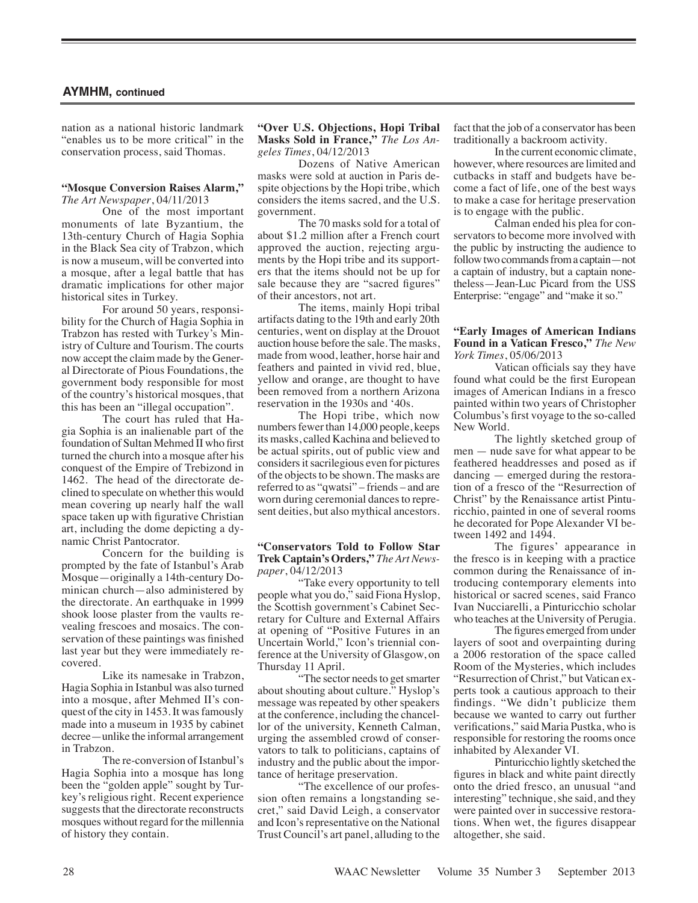## AYMHM, continued

nation as a national historic landmark "enables us to be more critical" in the conservation process, said Thomas.

**"Mosque Conversion Raises Alarm,"** *The Art Newspaper*, 04/11/2013

One of the most important monuments of late Byzantium, the 13th-century Church of Hagia Sophia in the Black Sea city of Trabzon, which is now a museum, will be converted into a mosque, after a legal battle that has dramatic implications for other major historical sites in Turkey.

For around 50 years, responsibility for the Church of Hagia Sophia in Trabzon has rested with Turkey's Ministry of Culture and Tourism. The courts now accept the claim made by the General Directorate of Pious Foundations, the government body responsible for most of the country's historical mosques, that this has been an "illegal occupation".

The court has ruled that Hagia Sophia is an inalienable part of the foundation of Sultan Mehmed II who first turned the church into a mosque after his conquest of the Empire of Trebizond in 1462. The head of the directorate declined to speculate on whether this would mean covering up nearly half the wall space taken up with figurative Christian art, including the dome depicting a dynamic Christ Pantocrator.

Concern for the building is prompted by the fate of Istanbul's Arab Mosque—originally a 14th-century Dominican church—also administered by the directorate. An earthquake in 1999 shook loose plaster from the vaults revealing frescoes and mosaics. The conservation of these paintings was finished last year but they were immediately recovered.

Like its namesake in Trabzon, Hagia Sophia in Istanbul was also turned into a mosque, after Mehmed II's conquest of the city in 1453. It was famously made into a museum in 1935 by cabinet decree—unlike the informal arrangement in Trabzon.

The re-conversion of Istanbul's Hagia Sophia into a mosque has long been the "golden apple" sought by Turkey's religious right. Recent experience suggests that the directorate reconstructs mosques without regard for the millennia of history they contain.

**"Over U.S. Objections, Hopi Tribal Masks Sold in France,"** *The Los Angeles Times*, 04/12/2013

Dozens of Native American masks were sold at auction in Paris despite objections by the Hopi tribe, which considers the items sacred, and the U.S. government.

The 70 masks sold for a total of about $1.2 million after a French court approved the auction, rejecting arguments by the Hopi tribe and its supporters that the items should not be up for sale because they are "sacred figures" of their ancestors, not art.

The items, mainly Hopi tribal artifacts dating to the 19th and early 20th centuries, went on display at the Drouot auction house before the sale. The masks, made from wood, leather, horse hair and feathers and painted in vivid red, blue, yellow and orange, are thought to have been removed from a northern Arizona reservation in the 1930s and '40s.

The Hopi tribe, which now numbers fewer than 14,000 people, keeps its masks, called Kachina and believed to be actual spirits, out of public view and considers it sacrilegious even for pictures of the objects to be shown. The masks are referred to as "qwatsi" – friends – and are worn during ceremonial dances to represent deities, but also mythical ancestors.

**"Conservators Told to Follow Star Trek Captain's Orders,"** *The Art Newspaper*, 04/12/2013

"Take every opportunity to tell people what you do," said Fiona Hyslop, the Scottish government's Cabinet Secretary for Culture and External Affairs at opening of "Positive Futures in an Uncertain World," Icon's triennial conference at the University of Glasgow, on Thursday 11 April.

"The sector needs to get smarter about shouting about culture." Hyslop's message was repeated by other speakers at the conference, including the chancellor of the university, Kenneth Calman, urging the assembled crowd of conservators to talk to politicians, captains of industry and the public about the importance of heritage preservation.

"The excellence of our profession often remains a longstanding secret," said David Leigh, a conservator and Icon's representative on the National Trust Council's art panel, alluding to the fact that the job of a conservator has been traditionally a backroom activity.

In the current economic climate, however, where resources are limited and cutbacks in staff and budgets have become a fact of life, one of the best ways to make a case for heritage preservation is to engage with the public.

Calman ended his plea for conservators to become more involved with the public by instructing the audience to follow two commands from a captain—not a captain of industry, but a captain nonetheless—Jean-Luc Picard from the USS Enterprise: "engage" and "make it so."

**"Early Images of American Indians Found in a Vatican Fresco,"** *The New York Times*, 05/06/2013

Vatican officials say they have found what could be the first European images of American Indians in a fresco painted within two years of Christopher Columbus's first voyage to the so-called New World.

The lightly sketched group of men — nude save for what appear to be feathered headdresses and posed as if dancing — emerged during the restoration of a fresco of the "Resurrection of Christ" by the Renaissance artist Pinturicchio, painted in one of several rooms he decorated for Pope Alexander VI between 1492 and 1494.

The figures' appearance in the fresco is in keeping with a practice common during the Renaissance of introducing contemporary elements into historical or sacred scenes, said Franco Ivan Nucciarelli, a Pinturicchio scholar who teaches at the University of Perugia.

The figures emerged from under layers of soot and overpainting during a 2006 restoration of the space called Room of the Mysteries, which includes "Resurrection of Christ," but Vatican experts took a cautious approach to their findings. "We didn't publicize them because we wanted to carry out further verifications," said Maria Pustka, who is responsible for restoring the rooms once inhabited by Alexander VI.

Pinturicchio lightly sketched the figures in black and white paint directly onto the dried fresco, an unusual "and interesting" technique, she said, and they were painted over in successive restorations. When wet, the figures disappear altogether, she said.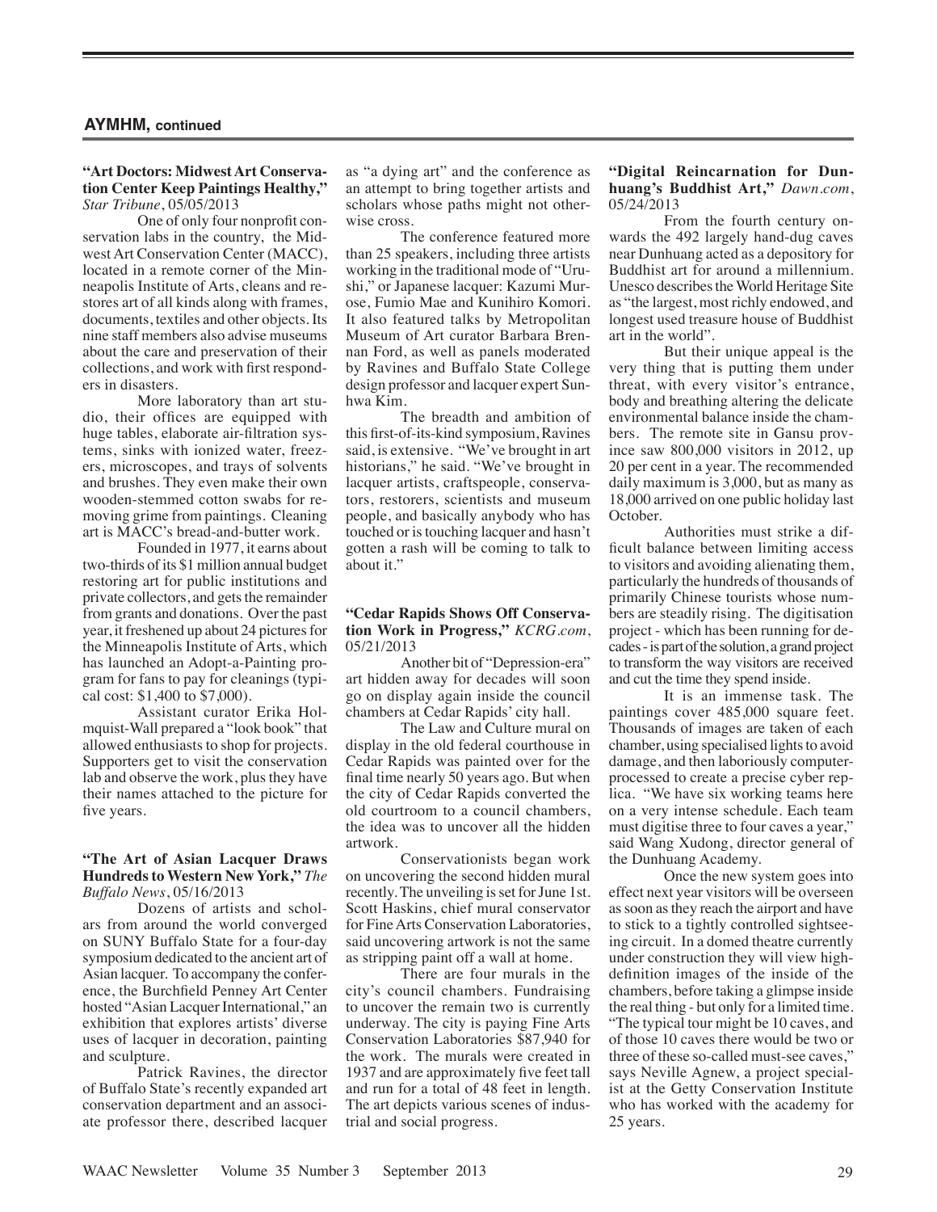## AYMHM, continued

**"Art Doctors: Midwest Art Conservation Center Keep Paintings Healthy,"** *Star Tribune*, 05/05/2013

One of only four nonprofit conservation labs in the country, the Midwest Art Conservation Center (MACC), located in a remote corner of the Minneapolis Institute of Arts, cleans and restores art of all kinds along with frames, documents, textiles and other objects. Its nine staff members also advise museums about the care and preservation of their collections, and work with first responders in disasters.

More laboratory than art studio, their offices are equipped with huge tables, elaborate air-filtration systems, sinks with ionized water, freezers, microscopes, and trays of solvents and brushes. They even make their own wooden-stemmed cotton swabs for removing grime from paintings. Cleaning art is MACC's bread-and-butter work.

Founded in 1977, it earns about two-thirds of its $1 million annual budget restoring art for public institutions and private collectors, and gets the remainder from grants and donations. Over the past year, it freshened up about 24 pictures for the Minneapolis Institute of Arts, which has launched an Adopt-a-Painting program for fans to pay for cleanings (typical cost: $1,400 to $7,000).

Assistant curator Erika Holmquist-Wall prepared a "look book" that allowed enthusiasts to shop for projects. Supporters get to visit the conservation lab and observe the work, plus they have their names attached to the picture for five years.

**"The Art of Asian Lacquer Draws Hundreds to Western New York,"** *The Buffalo News*, 05/16/2013

Dozens of artists and scholars from around the world converged on SUNY Buffalo State for a four-day symposium dedicated to the ancient art of Asian lacquer. To accompany the conference, the Burchfield Penney Art Center hosted "Asian Lacquer International," an exhibition that explores artists' diverse uses of lacquer in decoration, painting and sculpture.

Patrick Ravines, the director of Buffalo State's recently expanded art conservation department and an associate professor there, described lacquer as "a dying art" and the conference as an attempt to bring together artists and scholars whose paths might not otherwise cross.

The conference featured more than 25 speakers, including three artists working in the traditional mode of "Urushi," or Japanese lacquer: Kazumi Murose, Fumio Mae and Kunihiro Komori. It also featured talks by Metropolitan Museum of Art curator Barbara Brennan Ford, as well as panels moderated by Ravines and Buffalo State College design professor and lacquer expert Sunhwa Kim.

The breadth and ambition of this first-of-its-kind symposium, Ravines said, is extensive. "We've brought in art historians," he said. "We've brought in lacquer artists, craftspeople, conservators, restorers, scientists and museum people, and basically anybody who has touched or is touching lacquer and hasn't gotten a rash will be coming to talk to about it."

**"Cedar Rapids Shows Off Conservation Work in Progress,"** *KCRG.com*, 05/21/2013

Another bit of "Depression-era" art hidden away for decades will soon go on display again inside the council chambers at Cedar Rapids' city hall.

The Law and Culture mural on display in the old federal courthouse in Cedar Rapids was painted over for the final time nearly 50 years ago. But when the city of Cedar Rapids converted the old courtroom to a council chambers, the idea was to uncover all the hidden artwork.

Conservationists began work on uncovering the second hidden mural recently. The unveiling is set for June 1st. Scott Haskins, chief mural conservator for Fine Arts Conservation Laboratories, said uncovering artwork is not the same as stripping paint off a wall at home.

There are four murals in the city's council chambers. Fundraising to uncover the remain two is currently underway. The city is paying Fine Arts Conservation Laboratories $87,940 for the work. The murals were created in 1937 and are approximately five feet tall and run for a total of 48 feet in length. The art depicts various scenes of industrial and social progress.

**"Digital Reincarnation for Dunhuang's Buddhist Art,"** *Dawn.com*, 05/24/2013

From the fourth century onwards the 492 largely hand-dug caves near Dunhuang acted as a depository for Buddhist art for around a millennium. Unesco describes the World Heritage Site as "the largest, most richly endowed, and longest used treasure house of Buddhist art in the world".

But their unique appeal is the very thing that is putting them under threat, with every visitor's entrance, body and breathing altering the delicate environmental balance inside the chambers. The remote site in Gansu province saw 800,000 visitors in 2012, up 20 per cent in a year. The recommended daily maximum is 3,000, but as many as 18,000 arrived on one public holiday last October.

Authorities must strike a difficult balance between limiting access to visitors and avoiding alienating them, particularly the hundreds of thousands of primarily Chinese tourists whose numbers are steadily rising. The digitisation project - which has been running for decades - is part of the solution, a grand project to transform the way visitors are received and cut the time they spend inside.

It is an immense task. The paintings cover 485,000 square feet. Thousands of images are taken of each chamber, using specialised lights to avoid damage, and then laboriously computer-processed to create a precise cyber replica. "We have six working teams here on a very intense schedule. Each team must digitise three to four caves a year," said Wang Xudong, director general of the Dunhuang Academy.

Once the new system goes into effect next year visitors will be overseen as soon as they reach the airport and have to stick to a tightly controlled sightseeing circuit. In a domed theatre currently under construction they will view high-definition images of the inside of the chambers, before taking a glimpse inside the real thing - but only for a limited time. "The typical tour might be 10 caves, and of those 10 caves there would be two or three of these so-called must-see caves," says Neville Agnew, a project specialist at the Getty Conservation Institute who has worked with the academy for 25 years.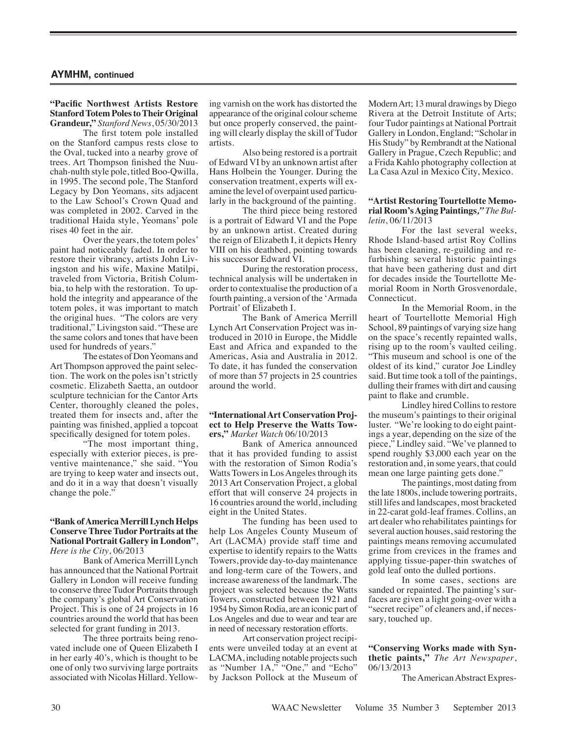## AYMHM, continued

**"Pacific Northwest Artists Restore Stanford Totem Poles to Their Original Grandeur,"** *Stanford News*, 05/30/2013

The first totem pole installed on the Stanford campus rests close to the Oval, tucked into a nearby grove of trees. Art Thompson finished the Nuu-chah-nulth style pole, titled Boo-Qwilla, in 1995. The second pole, The Stanford Legacy by Don Yeomans, sits adjacent to the Law School's Crown Quad and was completed in 2002. Carved in the traditional Haida style, Yeomans' pole rises 40 feet in the air.

Over the years, the totem poles' paint had noticeably faded. In order to restore their vibrancy, artists John Livingston and his wife, Maxine Matilpi, traveled from Victoria, British Columbia, to help with the restoration. To uphold the integrity and appearance of the totem poles, it was important to match the original hues. "The colors are very traditional," Livingston said. "These are the same colors and tones that have been used for hundreds of years."

The estates of Don Yeomans and Art Thompson approved the paint selection. The work on the poles isn't strictly cosmetic. Elizabeth Saetta, an outdoor sculpture technician for the Cantor Arts Center, thoroughly cleaned the poles, treated them for insects and, after the painting was finished, applied a topcoat specifically designed for totem poles.

"The most important thing, especially with exterior pieces, is preventive maintenance," she said. "You are trying to keep water and insects out, and do it in a way that doesn't visually change the pole."

**"Bank of America Merrill Lynch Helps Conserve Three Tudor Portraits at the National Portrait Gallery in London"**, *Here is the City*, 06/2013

Bank of America Merrill Lynch has announced that the National Portrait Gallery in London will receive funding to conserve three Tudor Portraits through the company's global Art Conservation Project. This is one of 24 projects in 16 countries around the world that has been selected for grant funding in 2013.

The three portraits being renovated include one of Queen Elizabeth I in her early 40's, which is thought to be one of only two surviving large portraits associated with Nicolas Hillard. Yellowing varnish on the work has distorted the appearance of the original colour scheme but once properly conserved, the painting will clearly display the skill of Tudor artists.

Also being restored is a portrait of Edward VI by an unknown artist after Hans Holbein the Younger. During the conservation treatment, experts will examine the level of overpaint used particularly in the background of the painting.

The third piece being restored is a portrait of Edward VI and the Pope by an unknown artist. Created during the reign of Elizabeth I, it depicts Henry VIII on his deathbed, pointing towards his successor Edward VI.

During the restoration process, technical analysis will be undertaken in order to contextualise the production of a fourth painting, a version of the 'Armada Portrait' of Elizabeth I.

The Bank of America Merrill Lynch Art Conservation Project was introduced in 2010 in Europe, the Middle East and Africa and expanded to the Americas, Asia and Australia in 2012. To date, it has funded the conservation of more than 57 projects in 25 countries around the world.

**"International Art Conservation Project to Help Preserve the Watts Towers,"** *Market Watch* 06/10/2013

Bank of America announced that it has provided funding to assist with the restoration of Simon Rodia's Watts Towers in Los Angeles through its 2013 Art Conservation Project, a global effort that will conserve 24 projects in 16 countries around the world, including eight in the United States.

The funding has been used to help Los Angeles County Museum of Art (LACMA) provide staff time and expertise to identify repairs to the Watts Towers, provide day-to-day maintenance and long-term care of the Towers, and increase awareness of the landmark. The project was selected because the Watts Towers, constructed between 1921 and 1954 by Simon Rodia, are an iconic part of Los Angeles and due to wear and tear are in need of necessary restoration efforts.

Art conservation project recipients were unveiled today at an event at LACMA, including notable projects such as "Number 1A," "One," and "Echo" by Jackson Pollock at the Museum of Modern Art; 13 mural drawings by Diego Rivera at the Detroit Institute of Arts; four Tudor paintings at National Portrait Gallery in London, England; "Scholar in His Study" by Rembrandt at the National Gallery in Prague, Czech Republic; and a Frida Kahlo photography collection at La Casa Azul in Mexico City, Mexico.

**"Artist Restoring Tourtellotte Memorial Room's Aging Paintings,"** *The Bulletin*, 06/11/2013

For the last several weeks, Rhode Island-based artist Roy Collins has been cleaning, re-guilding and refurbishing several historic paintings that have been gathering dust and dirt for decades inside the Tourtellotte Memorial Room in North Grosvenordale, Connecticut.

In the Memorial Room, in the heart of Tourtellotte Memorial High School, 89 paintings of varying size hang on the space's recently repainted walls, rising up to the room's vaulted ceiling. "This museum and school is one of the oldest of its kind," curator Joe Lindley said. But time took a toll of the paintings, dulling their frames with dirt and causing paint to flake and crumble.

Lindley hired Collins to restore the museum's paintings to their original luster. "We're looking to do eight paintings a year, depending on the size of the piece," Lindley said. "We've planned to spend roughly $3,000 each year on the restoration and, in some years, that could mean one large painting gets done."

The paintings, most dating from the late 1800s, include towering portraits, still lifes and landscapes, most bracketed in 22-carat gold-leaf frames. Collins, an art dealer who rehabilitates paintings for several auction houses, said restoring the paintings means removing accumulated grime from crevices in the frames and applying tissue-paper-thin swatches of gold leaf onto the dulled portions.

In some cases, sections are sanded or repainted. The painting's surfaces are given a light going-over with a "secret recipe" of cleaners and, if necessary, touched up.

**"Conserving Works made with Synthetic paints,"** *The Art Newspaper*, 06/13/2013

The American Abstract Expres-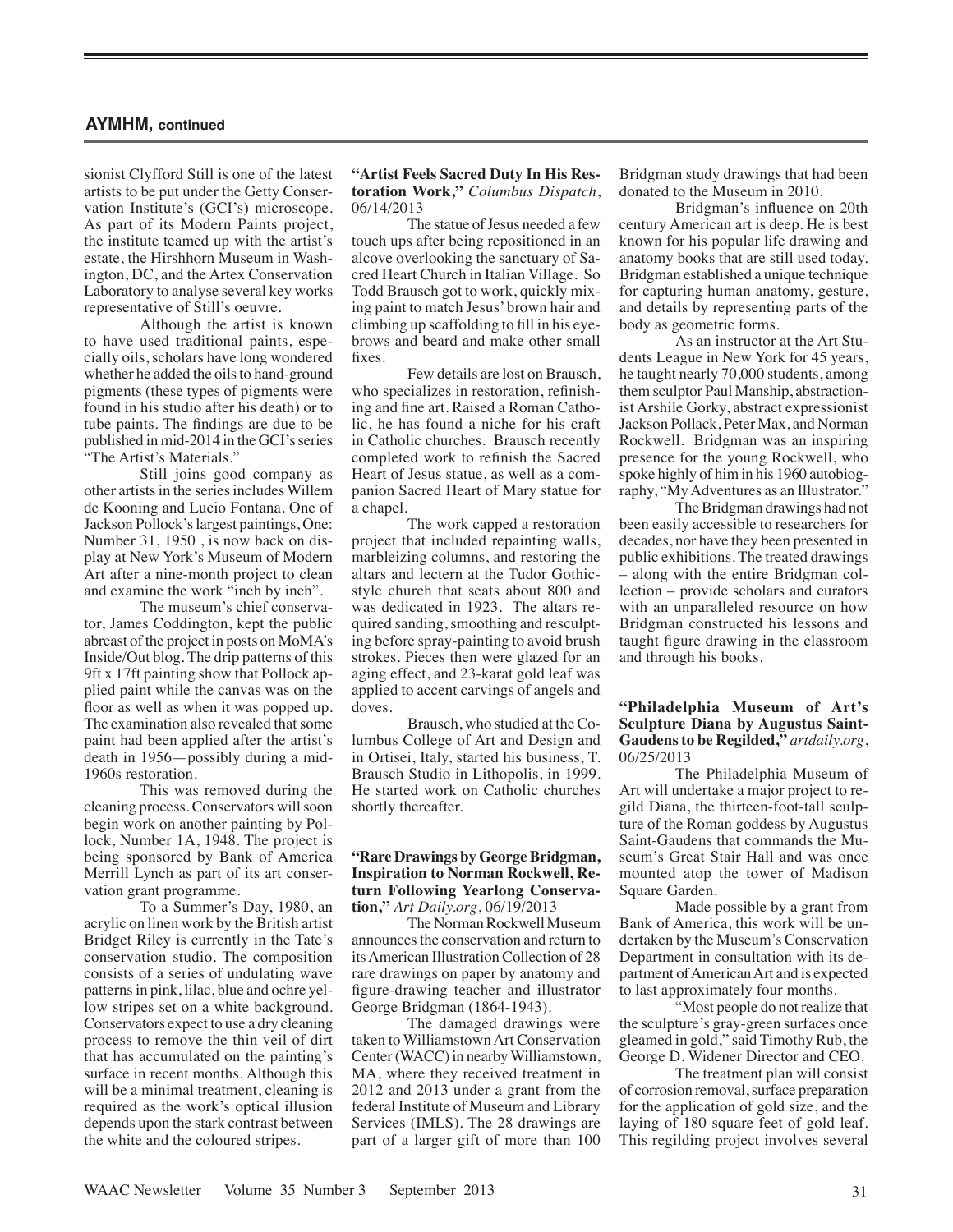## AYMHM, continued

sionist Clyfford Still is one of the latest artists to be put under the Getty Conservation Institute's (GCI's) microscope. As part of its Modern Paints project, the institute teamed up with the artist's estate, the Hirshhorn Museum in Washington, DC, and the Artex Conservation Laboratory to analyse several key works representative of Still's oeuvre.

Although the artist is known to have used traditional paints, especially oils, scholars have long wondered whether he added the oils to hand-ground pigments (these types of pigments were found in his studio after his death) or to tube paints. The findings are due to be published in mid-2014 in the GCI's series "The Artist's Materials."

Still joins good company as other artists in the series includes Willem de Kooning and Lucio Fontana. One of Jackson Pollock's largest paintings, One: Number 31, 1950 , is now back on display at New York's Museum of Modern Art after a nine-month project to clean and examine the work "inch by inch".

The museum's chief conservator, James Coddington, kept the public abreast of the project in posts on MoMA's Inside/Out blog. The drip patterns of this 9ft x 17ft painting show that Pollock applied paint while the canvas was on the floor as well as when it was popped up. The examination also revealed that some paint had been applied after the artist's death in 1956—possibly during a mid-1960s restoration.

This was removed during the cleaning process. Conservators will soon begin work on another painting by Pollock, Number 1A, 1948. The project is being sponsored by Bank of America Merrill Lynch as part of its art conservation grant programme.

To a Summer's Day, 1980, an acrylic on linen work by the British artist Bridget Riley is currently in the Tate's conservation studio. The composition consists of a series of undulating wave patterns in pink, lilac, blue and ochre yellow stripes set on a white background. Conservators expect to use a dry cleaning process to remove the thin veil of dirt that has accumulated on the painting's surface in recent months. Although this will be a minimal treatment, cleaning is required as the work's optical illusion depends upon the stark contrast between the white and the coloured stripes.

**"Artist Feels Sacred Duty In His Restoration Work,"** *Columbus Dispatch*, 06/14/2013

The statue of Jesus needed a few touch ups after being repositioned in an alcove overlooking the sanctuary of Sacred Heart Church in Italian Village. So Todd Brausch got to work, quickly mixing paint to match Jesus' brown hair and climbing up scaffolding to fill in his eyebrows and beard and make other small fixes.

Few details are lost on Brausch, who specializes in restoration, refinishing and fine art. Raised a Roman Catholic, he has found a niche for his craft in Catholic churches. Brausch recently completed work to refinish the Sacred Heart of Jesus statue, as well as a companion Sacred Heart of Mary statue for a chapel.

The work capped a restoration project that included repainting walls, marbleizing columns, and restoring the altars and lectern at the Tudor Gothic-style church that seats about 800 and was dedicated in 1923. The altars required sanding, smoothing and resculpting before spray-painting to avoid brush strokes. Pieces then were glazed for an aging effect, and 23-karat gold leaf was applied to accent carvings of angels and doves.

Brausch, who studied at the Columbus College of Art and Design and in Ortisei, Italy, started his business, T. Brausch Studio in Lithopolis, in 1999. He started work on Catholic churches shortly thereafter.

**"Rare Drawings by George Bridgman, Inspiration to Norman Rockwell, Return Following Yearlong Conservation,"** *Art Daily.org*, 06/19/2013

The Norman Rockwell Museum announces the conservation and return to its American Illustration Collection of 28 rare drawings on paper by anatomy and figure-drawing teacher and illustrator George Bridgman (1864-1943).

The damaged drawings were taken to Williamstown Art Conservation Center (WACC) in nearby Williamstown, MA, where they received treatment in 2012 and 2013 under a grant from the federal Institute of Museum and Library Services (IMLS). The 28 drawings are part of a larger gift of more than 100 Bridgman study drawings that had been donated to the Museum in 2010.

Bridgman's influence on 20th century American art is deep. He is best known for his popular life drawing and anatomy books that are still used today. Bridgman established a unique technique for capturing human anatomy, gesture, and details by representing parts of the body as geometric forms.

As an instructor at the Art Students League in New York for 45 years, he taught nearly 70,000 students, among them sculptor Paul Manship, abstractionist Arshile Gorky, abstract expressionist Jackson Pollack, Peter Max, and Norman Rockwell. Bridgman was an inspiring presence for the young Rockwell, who spoke highly of him in his 1960 autobiography, "My Adventures as an Illustrator."

The Bridgman drawings had not been easily accessible to researchers for decades, nor have they been presented in public exhibitions. The treated drawings – along with the entire Bridgman collection – provide scholars and curators with an unparalleled resource on how Bridgman constructed his lessons and taught figure drawing in the classroom and through his books.

**"Philadelphia Museum of Art's Sculpture Diana by Augustus Saint-Gaudens to be Regilded,"** *artdaily.org*, 06/25/2013

The Philadelphia Museum of Art will undertake a major project to regild Diana, the thirteen-foot-tall sculpture of the Roman goddess by Augustus Saint-Gaudens that commands the Museum's Great Stair Hall and was once mounted atop the tower of Madison Square Garden.

Made possible by a grant from Bank of America, this work will be undertaken by the Museum's Conservation Department in consultation with its department of American Art and is expected to last approximately four months.

"Most people do not realize that the sculpture's gray-green surfaces once gleamed in gold," said Timothy Rub, the George D. Widener Director and CEO.

The treatment plan will consist of corrosion removal, surface preparation for the application of gold size, and the laying of 180 square feet of gold leaf. This regilding project involves several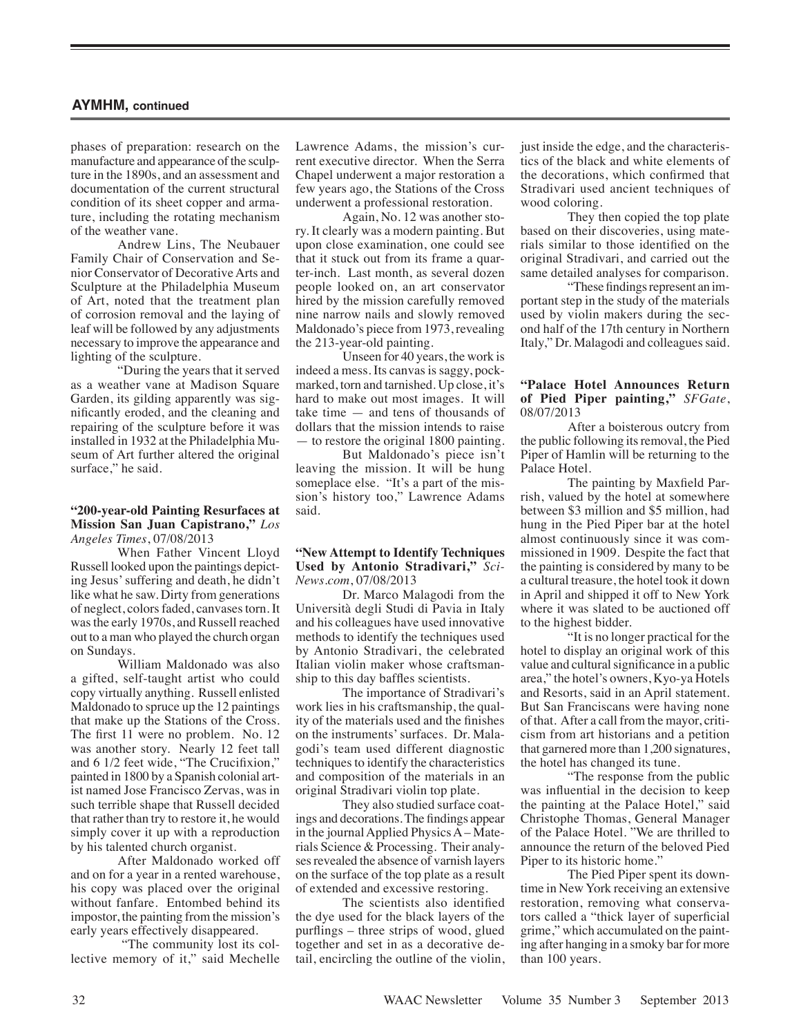## AYMHM, continued

phases of preparation: research on the manufacture and appearance of the sculpture in the 1890s, and an assessment and documentation of the current structural condition of its sheet copper and armature, including the rotating mechanism of the weather vane.

Andrew Lins, The Neubauer Family Chair of Conservation and Senior Conservator of Decorative Arts and Sculpture at the Philadelphia Museum of Art, noted that the treatment plan of corrosion removal and the laying of leaf will be followed by any adjustments necessary to improve the appearance and lighting of the sculpture.

"During the years that it served as a weather vane at Madison Square Garden, its gilding apparently was significantly eroded, and the cleaning and repairing of the sculpture before it was installed in 1932 at the Philadelphia Museum of Art further altered the original surface," he said.

**"200-year-old Painting Resurfaces at Mission San Juan Capistrano,"** *Los Angeles Times*, 07/08/2013

When Father Vincent Lloyd Russell looked upon the paintings depicting Jesus' suffering and death, he didn't like what he saw. Dirty from generations of neglect, colors faded, canvases torn. It was the early 1970s, and Russell reached out to a man who played the church organ on Sundays.

William Maldonado was also a gifted, self-taught artist who could copy virtually anything. Russell enlisted Maldonado to spruce up the 12 paintings that make up the Stations of the Cross. The first 11 were no problem. No. 12 was another story. Nearly 12 feet tall and 6 1/2 feet wide, "The Crucifixion," painted in 1800 by a Spanish colonial artist named Jose Francisco Zervas, was in such terrible shape that Russell decided that rather than try to restore it, he would simply cover it up with a reproduction by his talented church organist.

After Maldonado worked off and on for a year in a rented warehouse, his copy was placed over the original without fanfare. Entombed behind its impostor, the painting from the mission's early years effectively disappeared.

"The community lost its collective memory of it," said Mechelle Lawrence Adams, the mission's current executive director. When the Serra Chapel underwent a major restoration a few years ago, the Stations of the Cross underwent a professional restoration.

Again, No. 12 was another story. It clearly was a modern painting. But upon close examination, one could see that it stuck out from its frame a quarter-inch. Last month, as several dozen people looked on, an art conservator hired by the mission carefully removed nine narrow nails and slowly removed Maldonado's piece from 1973, revealing the 213-year-old painting.

Unseen for 40 years, the work is indeed a mess. Its canvas is saggy, pockmarked, torn and tarnished. Up close, it's hard to make out most images. It will take time — and tens of thousands of dollars that the mission intends to raise — to restore the original 1800 painting.

But Maldonado's piece isn't leaving the mission. It will be hung someplace else. "It's a part of the mission's history too," Lawrence Adams said.

**"New Attempt to Identify Techniques Used by Antonio Stradivari,"** *Sci-News.com*, 07/08/2013

Dr. Marco Malagodi from the Università degli Studi di Pavia in Italy and his colleagues have used innovative methods to identify the techniques used by Antonio Stradivari, the celebrated Italian violin maker whose craftsmanship to this day baffles scientists.

The importance of Stradivari's work lies in his craftsmanship, the quality of the materials used and the finishes on the instruments' surfaces. Dr. Malagodi's team used different diagnostic techniques to identify the characteristics and composition of the materials in an original Stradivari violin top plate.

They also studied surface coatings and decorations. The findings appear in the journal Applied Physics A – Materials Science & Processing. Their analyses revealed the absence of varnish layers on the surface of the top plate as a result of extended and excessive restoring.

The scientists also identified the dye used for the black layers of the purflings – three strips of wood, glued together and set in as a decorative detail, encircling the outline of the violin, just inside the edge, and the characteristics of the black and white elements of the decorations, which confirmed that Stradivari used ancient techniques of wood coloring.

They then copied the top plate based on their discoveries, using materials similar to those identified on the original Stradivari, and carried out the same detailed analyses for comparison.

"These findings represent an important step in the study of the materials used by violin makers during the second half of the 17th century in Northern Italy," Dr. Malagodi and colleagues said.

**"Palace Hotel Announces Return of Pied Piper painting,"** *SFGate*, 08/07/2013

After a boisterous outcry from the public following its removal, the Pied Piper of Hamlin will be returning to the Palace Hotel.

The painting by Maxfield Parrish, valued by the hotel at somewhere between \$3 million and \$5 million, had hung in the Pied Piper bar at the hotel almost continuously since it was commissioned in 1909. Despite the fact that the painting is considered by many to be a cultural treasure, the hotel took it down in April and shipped it off to New York where it was slated to be auctioned off to the highest bidder.

"It is no longer practical for the hotel to display an original work of this value and cultural significance in a public area," the hotel's owners, Kyo-ya Hotels and Resorts, said in an April statement. But San Franciscans were having none of that. After a call from the mayor, criticism from art historians and a petition that garnered more than 1,200 signatures, the hotel has changed its tune.

"The response from the public was influential in the decision to keep the painting at the Palace Hotel," said Christophe Thomas, General Manager of the Palace Hotel. "We are thrilled to announce the return of the beloved Pied Piper to its historic home."

The Pied Piper spent its downtime in New York receiving an extensive restoration, removing what conservators called a "thick layer of superficial grime," which accumulated on the painting after hanging in a smoky bar for more than 100 years.